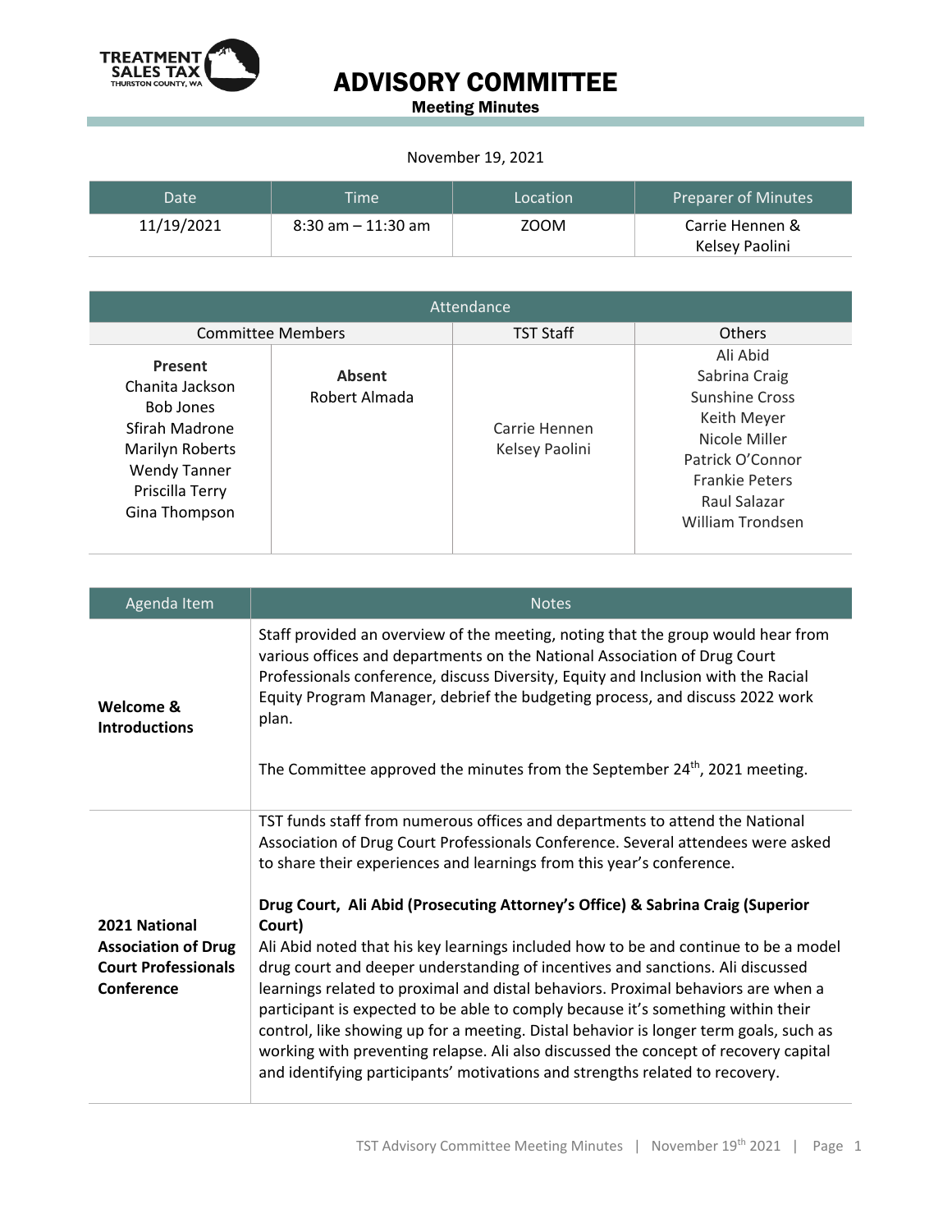# ADVISORY COMMITTEE

**Meeting Minutes**

November 19, 2021

| Date | Time | Location | Preparer of Minutes |
|---|---|---|---|
| 11/19/2021 | 8:30 am – 11:30 am | ZOOM | Carrie Hennen & Kelsey Paolini |

| Attendance | | | |
|---|---|---|---|
| Committee Members | | TST Staff | Others |
| **Present**<br>Chanita Jackson<br>Bob Jones<br>Sfirah Madrone<br>Marilyn Roberts<br>Wendy Tanner<br>Priscilla Terry<br>Gina Thompson | **Absent**<br>Robert Almada | Carrie Hennen<br>Kelsey Paolini | Ali Abid<br>Sabrina Craig<br>Sunshine Cross<br>Keith Meyer<br>Nicole Miller<br>Patrick O'Connor<br>Frankie Peters<br>Raul Salazar<br>William Trondsen |

| Agenda Item | Notes |
|---|---|
| **Welcome & Introductions** | Staff provided an overview of the meeting, noting that the group would hear from various offices and departments on the National Association of Drug Court Professionals conference, discuss Diversity, Equity and Inclusion with the Racial Equity Program Manager, debrief the budgeting process, and discuss 2022 work plan.<br><br>The Committee approved the minutes from the September 24th, 2021 meeting. |
| **2021 National Association of Drug Court Professionals Conference** | TST funds staff from numerous offices and departments to attend the National Association of Drug Court Professionals Conference. Several attendees were asked to share their experiences and learnings from this year's conference.<br><br>**Drug Court, Ali Abid (Prosecuting Attorney's Office) & Sabrina Craig (Superior Court)**<br>Ali Abid noted that his key learnings included how to be and continue to be a model drug court and deeper understanding of incentives and sanctions. Ali discussed learnings related to proximal and distal behaviors. Proximal behaviors are when a participant is expected to be able to comply because it's something within their control, like showing up for a meeting. Distal behavior is longer term goals, such as working with preventing relapse. Ali also discussed the concept of recovery capital and identifying participants' motivations and strengths related to recovery. |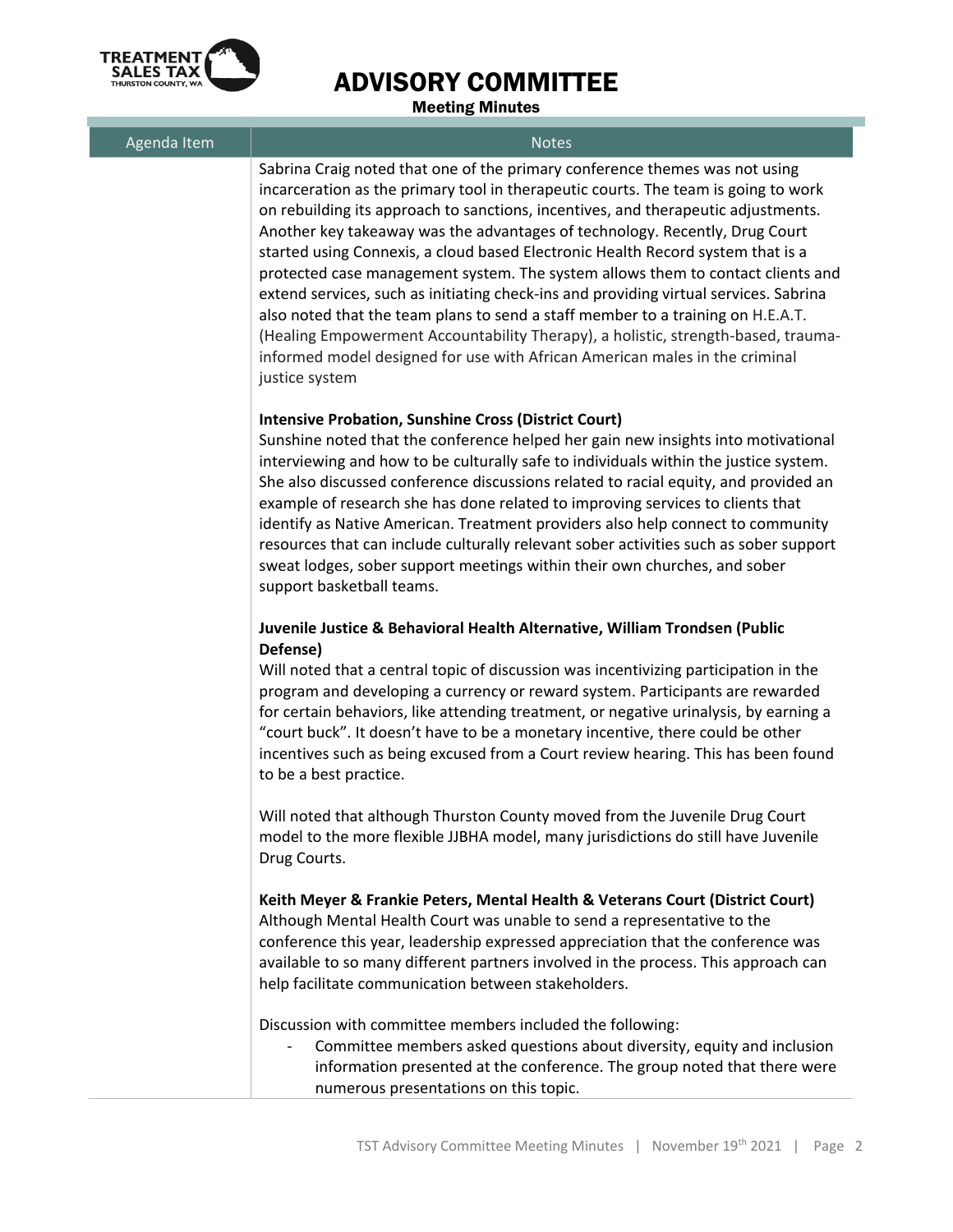| Agenda Item | Notes |
|---|---|
| | Sabrina Craig noted that one of the primary conference themes was not using incarceration as the primary tool in therapeutic courts. The team is going to work on rebuilding its approach to sanctions, incentives, and therapeutic adjustments. Another key takeaway was the advantages of technology. Recently, Drug Court started using Connexis, a cloud based Electronic Health Record system that is a protected case management system. The system allows them to contact clients and extend services, such as initiating check-ins and providing virtual services. Sabrina also noted that the team plans to send a staff member to a training on H.E.A.T. (Healing Empowerment Accountability Therapy), a holistic, strength-based, trauma-informed model designed for use with African American males in the criminal justice system<br><br>**Intensive Probation, Sunshine Cross (District Court)**<br>Sunshine noted that the conference helped her gain new insights into motivational interviewing and how to be culturally safe to individuals within the justice system. She also discussed conference discussions related to racial equity, and provided an example of research she has done related to improving services to clients that identify as Native American. Treatment providers also help connect to community resources that can include culturally relevant sober activities such as sober support sweat lodges, sober support meetings within their own churches, and sober support basketball teams.<br><br>**Juvenile Justice & Behavioral Health Alternative, William Trondsen (Public Defense)**<br>Will noted that a central topic of discussion was incentivizing participation in the program and developing a currency or reward system. Participants are rewarded for certain behaviors, like attending treatment, or negative urinalysis, by earning a "court buck". It doesn't have to be a monetary incentive, there could be other incentives such as being excused from a Court review hearing. This has been found to be a best practice.<br><br>Will noted that although Thurston County moved from the Juvenile Drug Court model to the more flexible JJBHA model, many jurisdictions do still have Juvenile Drug Courts.<br><br>**Keith Meyer & Frankie Peters, Mental Health & Veterans Court (District Court)**<br>Although Mental Health Court was unable to send a representative to the conference this year, leadership expressed appreciation that the conference was available to so many different partners involved in the process. This approach can help facilitate communication between stakeholders.<br><br>Discussion with committee members included the following:<br>- Committee members asked questions about diversity, equity and inclusion information presented at the conference. The group noted that there were numerous presentations on this topic. |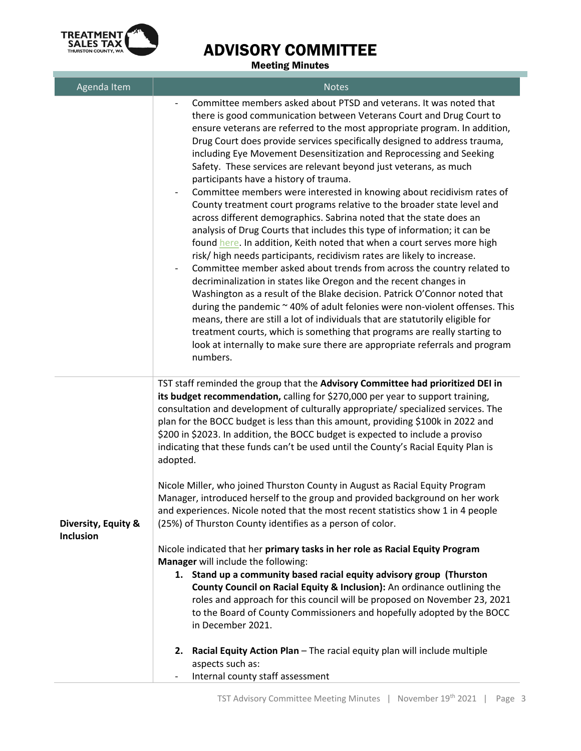# ADVISORY COMMITTEE

Meeting Minutes

| Agenda Item | Notes |
| --- | --- |
| | - Committee members asked about PTSD and veterans. It was noted that there is good communication between Veterans Court and Drug Court to ensure veterans are referred to the most appropriate program. In addition, Drug Court does provide services specifically designed to address trauma, including Eye Movement Desensitization and Reprocessing and Seeking Safety. These services are relevant beyond just veterans, as much participants have a history of trauma.<br>- Committee members were interested in knowing about recidivism rates of County treatment court programs relative to the broader state level and across different demographics. Sabrina noted that the state does an analysis of Drug Courts that includes this type of information; it can be found here. In addition, Keith noted that when a court serves more high risk/ high needs participants, recidivism rates are likely to increase.<br>- Committee member asked about trends from across the country related to decriminalization in states like Oregon and the recent changes in Washington as a result of the Blake decision. Patrick O'Connor noted that during the pandemic ~ 40% of adult felonies were non-violent offenses. This means, there are still a lot of individuals that are statutorily eligible for treatment courts, which is something that programs are really starting to look at internally to make sure there are appropriate referrals and program numbers. |
| **Diversity, Equity & Inclusion** | TST staff reminded the group that the **Advisory Committee had prioritized DEI in its budget recommendation,** calling for $270,000 per year to support training, consultation and development of culturally appropriate/ specialized services. The plan for the BOCC budget is less than this amount, providing $100k in 2022 and $200 in $2023. In addition, the BOCC budget is expected to include a proviso indicating that these funds can't be used until the County's Racial Equity Plan is adopted.<br><br>Nicole Miller, who joined Thurston County in August as Racial Equity Program Manager, introduced herself to the group and provided background on her work and experiences. Nicole noted that the most recent statistics show 1 in 4 people (25%) of Thurston County identifies as a person of color.<br><br>Nicole indicated that her **primary tasks in her role as Racial Equity Program Manager** will include the following:<br>1. **Stand up a community based racial equity advisory group (Thurston County Council on Racial Equity & Inclusion):** An ordinance outlining the roles and approach for this council will be proposed on November 23, 2021 to the Board of County Commissioners and hopefully adopted by the BOCC in December 2021.<br><br>2. **Racial Equity Action Plan** – The racial equity plan will include multiple aspects such as:<br>- Internal county staff assessment |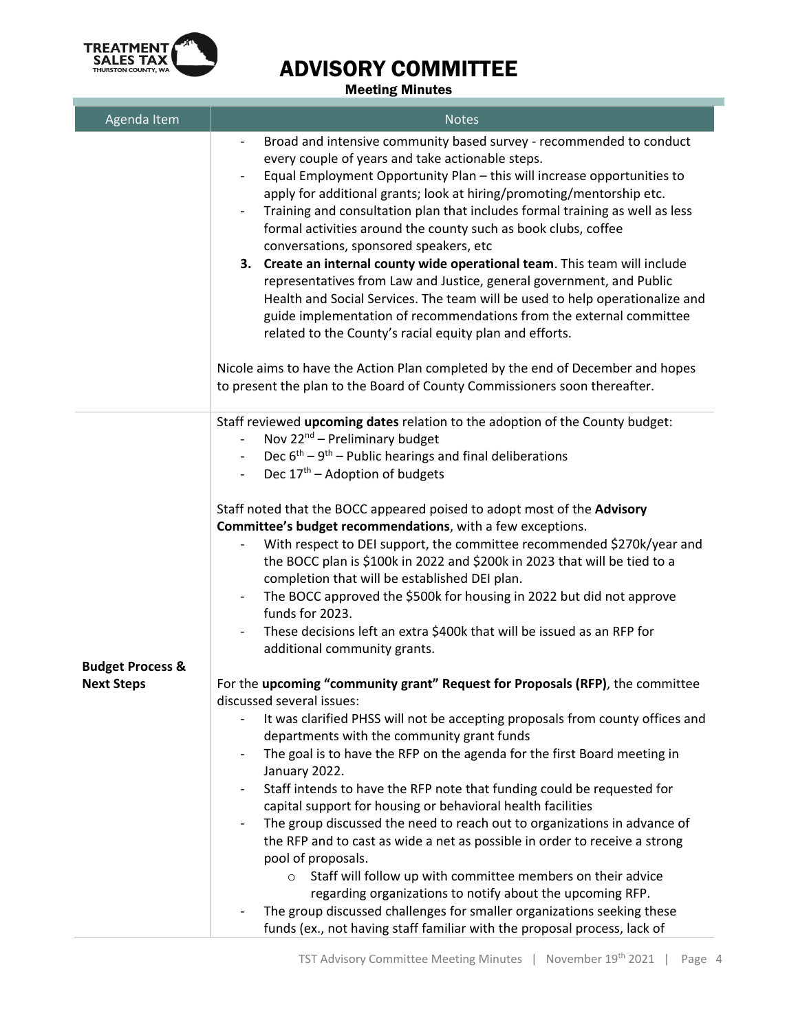# ADVISORY COMMITTEE

**Meeting Minutes**

| Agenda Item | Notes |
|---|---|
| | - Broad and intensive community based survey - recommended to conduct every couple of years and take actionable steps.<br>- Equal Employment Opportunity Plan – this will increase opportunities to apply for additional grants; look at hiring/promoting/mentorship etc.<br>- Training and consultation plan that includes formal training as well as less formal activities around the county such as book clubs, coffee conversations, sponsored speakers, etc<br>**3. Create an internal county wide operational team**. This team will include representatives from Law and Justice, general government, and Public Health and Social Services. The team will be used to help operationalize and guide implementation of recommendations from the external committee related to the County's racial equity plan and efforts.<br><br>Nicole aims to have the Action Plan completed by the end of December and hopes to present the plan to the Board of County Commissioners soon thereafter. |
| **Budget Process & Next Steps** | Staff reviewed **upcoming dates** relation to the adoption of the County budget:<br>- Nov 22nd – Preliminary budget<br>- Dec 6th – 9th – Public hearings and final deliberations<br>- Dec 17th – Adoption of budgets<br><br>Staff noted that the BOCC appeared poised to adopt most of the **Advisory Committee's budget recommendations**, with a few exceptions.<br>- With respect to DEI support, the committee recommended $270k/year and the BOCC plan is $100k in 2022 and $200k in 2023 that will be tied to a completion that will be established DEI plan.<br>- The BOCC approved the $500k for housing in 2022 but did not approve funds for 2023.<br>- These decisions left an extra $400k that will be issued as an RFP for additional community grants.<br><br>For the **upcoming "community grant" Request for Proposals (RFP)**, the committee discussed several issues:<br>- It was clarified PHSS will not be accepting proposals from county offices and departments with the community grant funds<br>- The goal is to have the RFP on the agenda for the first Board meeting in January 2022.<br>- Staff intends to have the RFP note that funding could be requested for capital support for housing or behavioral health facilities<br>- The group discussed the need to reach out to organizations in advance of the RFP and to cast as wide a net as possible in order to receive a strong pool of proposals.<br>&nbsp;&nbsp;&nbsp;&nbsp;o Staff will follow up with committee members on their advice regarding organizations to notify about the upcoming RFP.<br>- The group discussed challenges for smaller organizations seeking these funds (ex., not having staff familiar with the proposal process, lack of |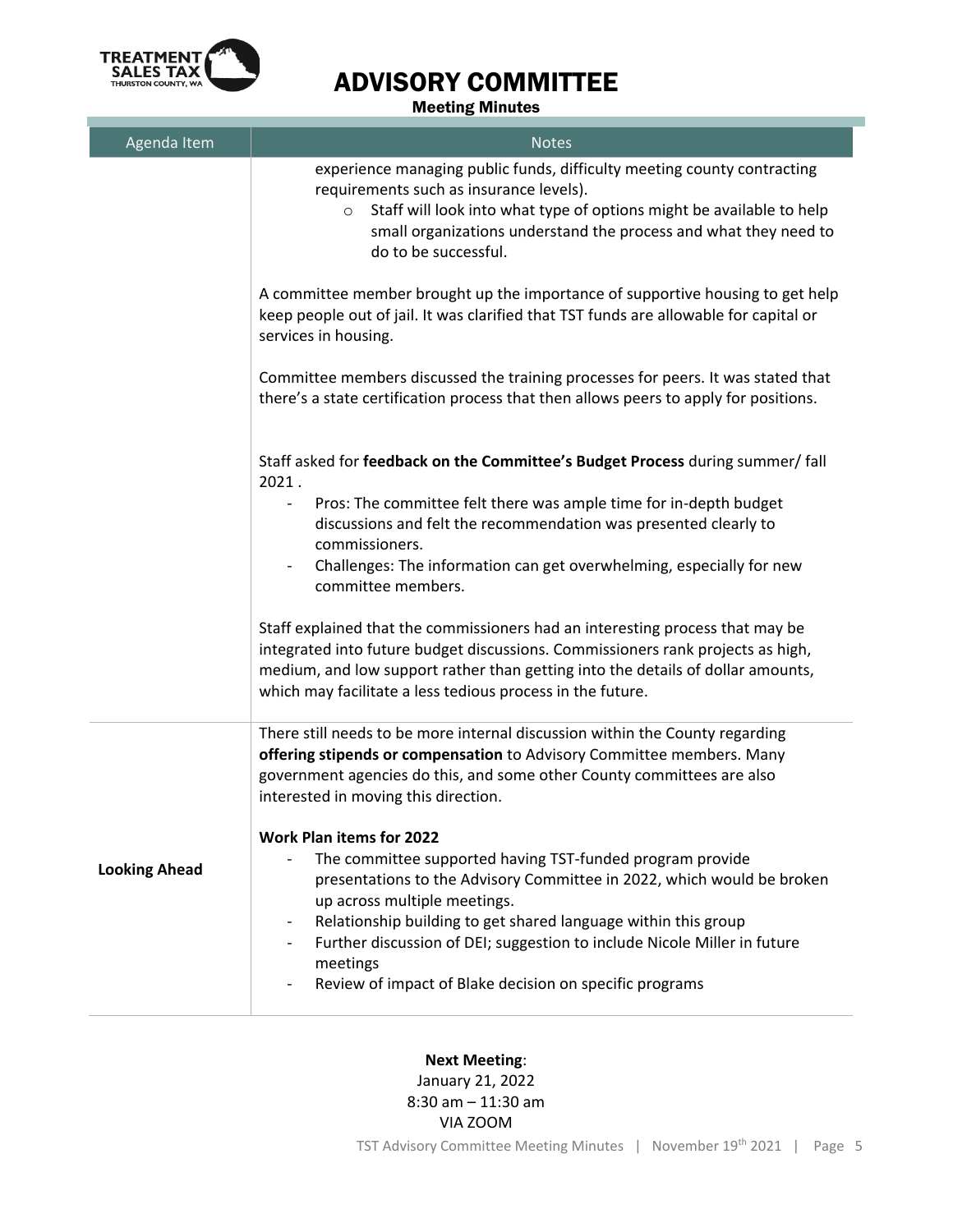# ADVISORY COMMITTEE

**Meeting Minutes**

| Agenda Item | Notes |
|---|---|
| | experience managing public funds, difficulty meeting county contracting requirements such as insurance levels).<br>◦ Staff will look into what type of options might be available to help small organizations understand the process and what they need to do to be successful.<br><br>A committee member brought up the importance of supportive housing to get help keep people out of jail. It was clarified that TST funds are allowable for capital or services in housing.<br><br>Committee members discussed the training processes for peers. It was stated that there's a state certification process that then allows peers to apply for positions.<br><br>Staff asked for **feedback on the Committee's Budget Process** during summer/ fall 2021 .<br>- Pros: The committee felt there was ample time for in-depth budget discussions and felt the recommendation was presented clearly to commissioners.<br>- Challenges: The information can get overwhelming, especially for new committee members.<br><br>Staff explained that the commissioners had an interesting process that may be integrated into future budget discussions. Commissioners rank projects as high, medium, and low support rather than getting into the details of dollar amounts, which may facilitate a less tedious process in the future. |
| **Looking Ahead** | There still needs to be more internal discussion within the County regarding **offering stipends or compensation** to Advisory Committee members. Many government agencies do this, and some other County committees are also interested in moving this direction.<br><br>**Work Plan items for 2022**<br>- The committee supported having TST-funded program provide presentations to the Advisory Committee in 2022, which would be broken up across multiple meetings.<br>- Relationship building to get shared language within this group<br>- Further discussion of DEI; suggestion to include Nicole Miller in future meetings<br>- Review of impact of Blake decision on specific programs |

**Next Meeting**:
January 21, 2022
8:30 am – 11:30 am
VIA ZOOM